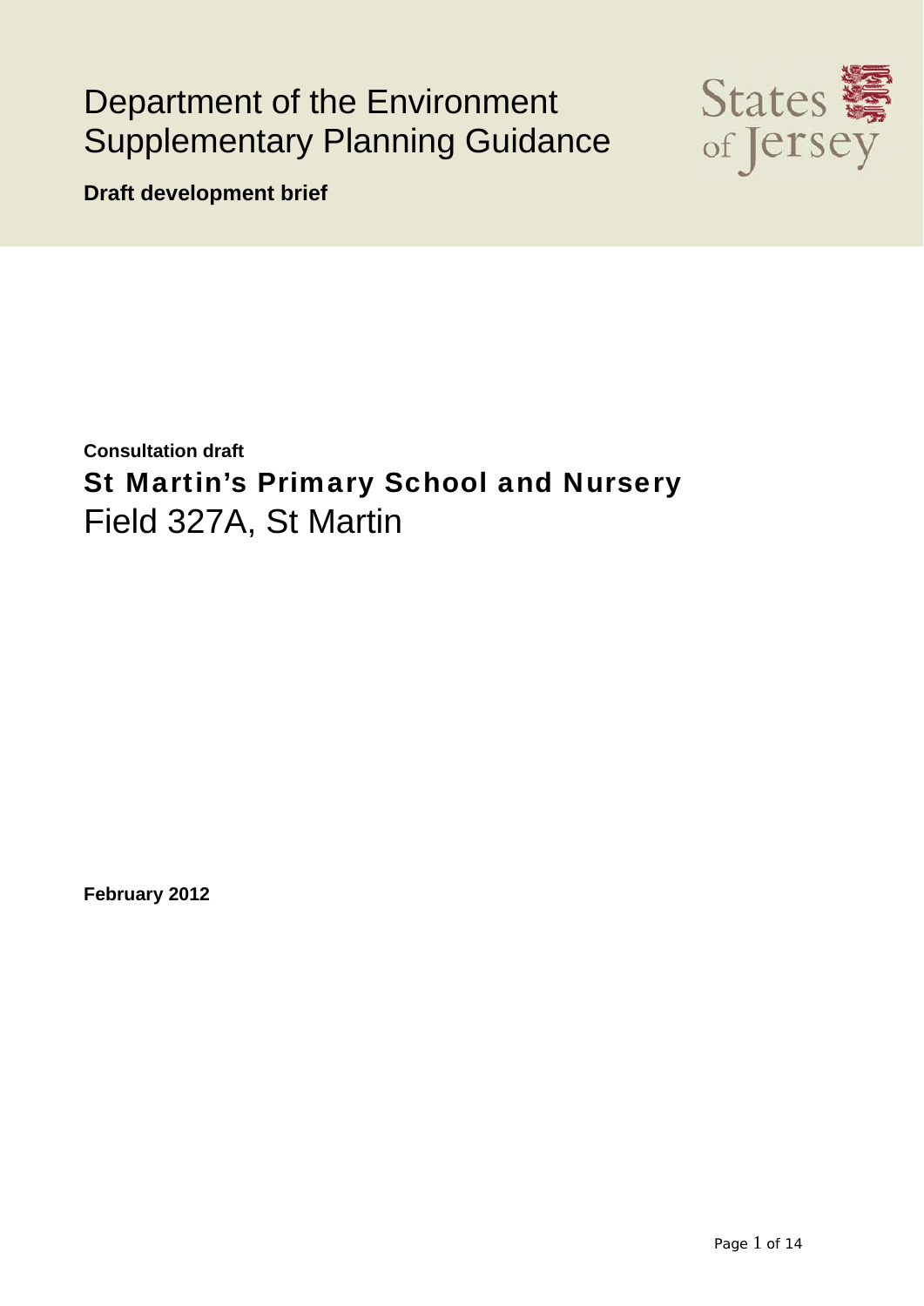# Department of the Environment Supplementary Planning Guidance

States of Jersey

**Draft development brief**

**Consultation draft**

## St Martin's Primary School and Nursery

Field 327A, St Martin

**February 2012**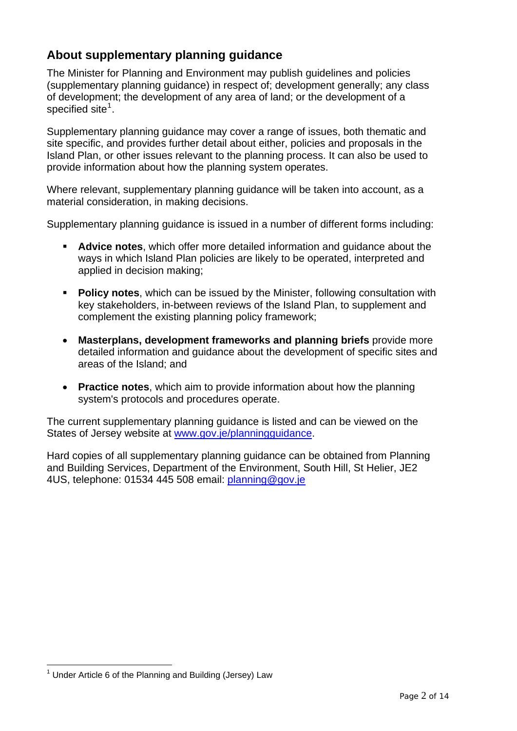## About supplementary planning guidance

The Minister for Planning and Environment may publish guidelines and policies (supplementary planning guidance) in respect of; development generally; any class of development; the development of any area of land; or the development of a specified site[1].

Supplementary planning guidance may cover a range of issues, both thematic and site specific, and provides further detail about either, policies and proposals in the Island Plan, or other issues relevant to the planning process. It can also be used to provide information about how the planning system operates.

Where relevant, supplementary planning guidance will be taken into account, as a material consideration, in making decisions.

Supplementary planning guidance is issued in a number of different forms including:

- **Advice notes**, which offer more detailed information and guidance about the ways in which Island Plan policies are likely to be operated, interpreted and applied in decision making;
- **Policy notes**, which can be issued by the Minister, following consultation with key stakeholders, in-between reviews of the Island Plan, to supplement and complement the existing planning policy framework;
- **Masterplans, development frameworks and planning briefs** provide more detailed information and guidance about the development of specific sites and areas of the Island; and
- **Practice notes**, which aim to provide information about how the planning system's protocols and procedures operate.

The current supplementary planning guidance is listed and can be viewed on the States of Jersey website at www.gov.je/planningguidance.

Hard copies of all supplementary planning guidance can be obtained from Planning and Building Services, Department of the Environment, South Hill, St Helier, JE2 4US, telephone: 01534 445 508 email: planning@gov.je

[1] Under Article 6 of the Planning and Building (Jersey) Law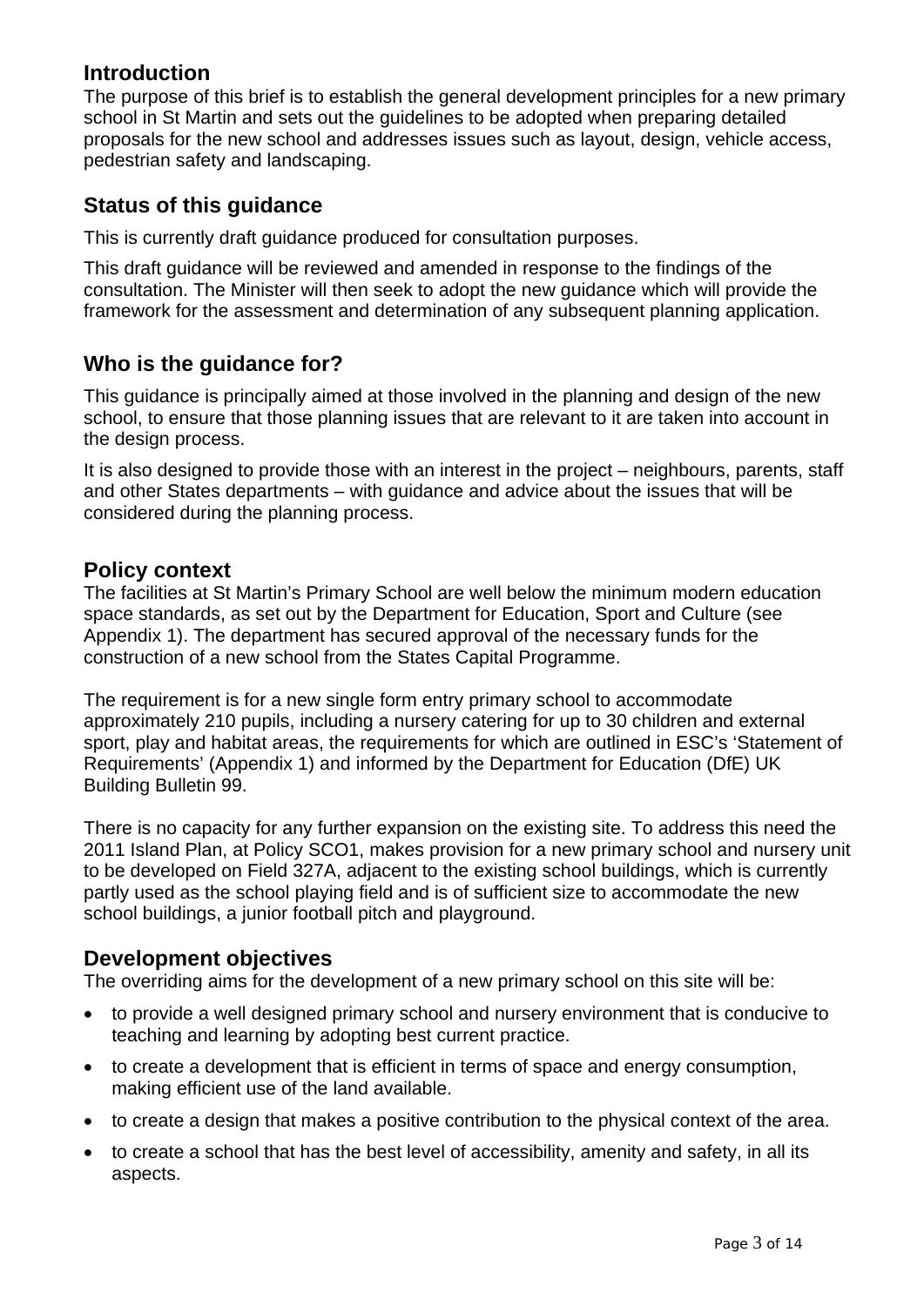## Introduction

The purpose of this brief is to establish the general development principles for a new primary school in St Martin and sets out the guidelines to be adopted when preparing detailed proposals for the new school and addresses issues such as layout, design, vehicle access, pedestrian safety and landscaping.

## Status of this guidance

This is currently draft guidance produced for consultation purposes.

This draft guidance will be reviewed and amended in response to the findings of the consultation. The Minister will then seek to adopt the new guidance which will provide the framework for the assessment and determination of any subsequent planning application.

## Who is the guidance for?

This guidance is principally aimed at those involved in the planning and design of the new school, to ensure that those planning issues that are relevant to it are taken into account in the design process.

It is also designed to provide those with an interest in the project – neighbours, parents, staff and other States departments – with guidance and advice about the issues that will be considered during the planning process.

## Policy context

The facilities at St Martin's Primary School are well below the minimum modern education space standards, as set out by the Department for Education, Sport and Culture (see Appendix 1). The department has secured approval of the necessary funds for the construction of a new school from the States Capital Programme.

The requirement is for a new single form entry primary school to accommodate approximately 210 pupils, including a nursery catering for up to 30 children and external sport, play and habitat areas, the requirements for which are outlined in ESC's 'Statement of Requirements' (Appendix 1) and informed by the Department for Education (DfE) UK Building Bulletin 99.

There is no capacity for any further expansion on the existing site. To address this need the 2011 Island Plan, at Policy SCO1, makes provision for a new primary school and nursery unit to be developed on Field 327A, adjacent to the existing school buildings, which is currently partly used as the school playing field and is of sufficient size to accommodate the new school buildings, a junior football pitch and playground.

## Development objectives

The overriding aims for the development of a new primary school on this site will be:

- to provide a well designed primary school and nursery environment that is conducive to teaching and learning by adopting best current practice.
- to create a development that is efficient in terms of space and energy consumption, making efficient use of the land available.
- to create a design that makes a positive contribution to the physical context of the area.
- to create a school that has the best level of accessibility, amenity and safety, in all its aspects.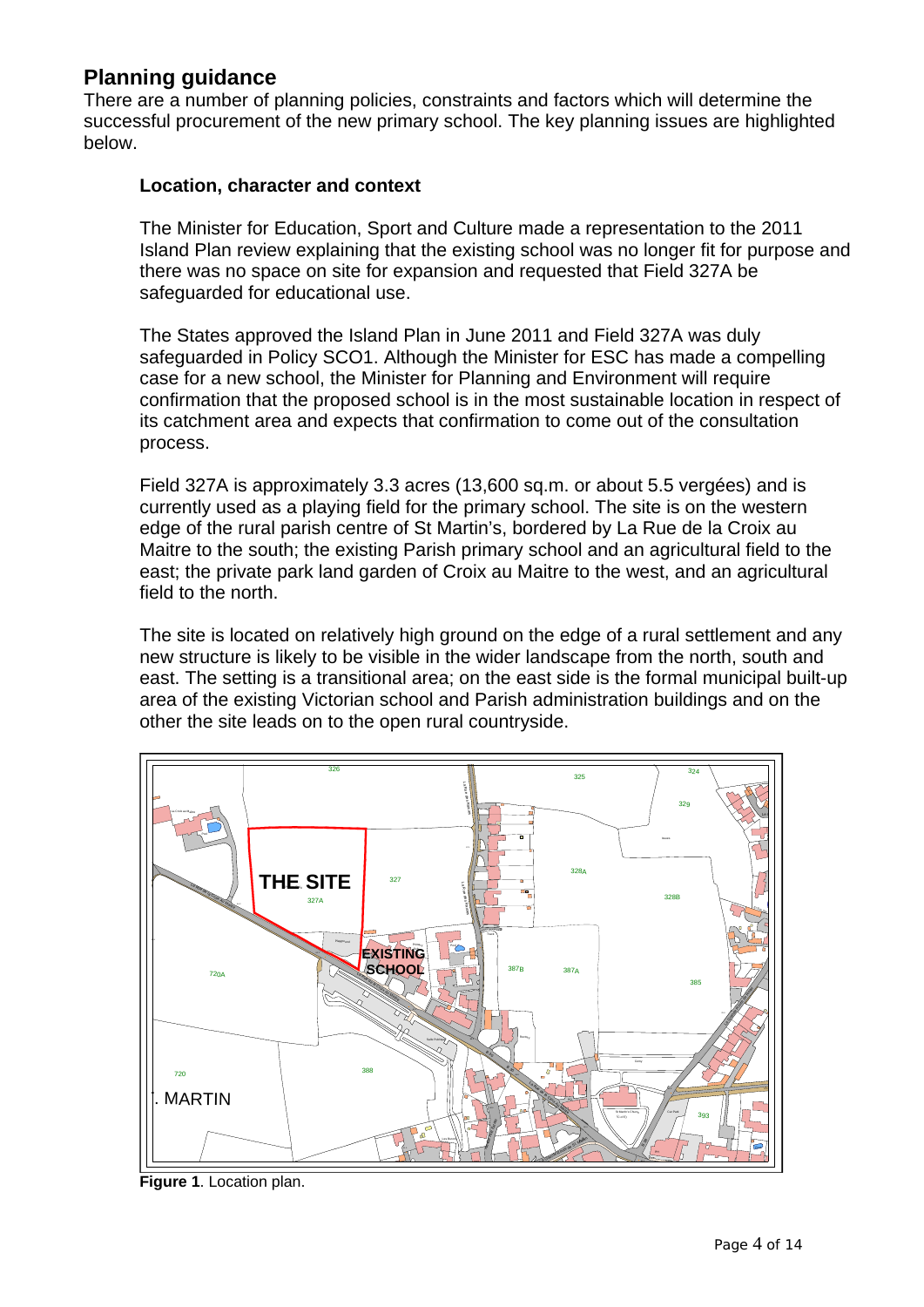## Planning guidance

There are a number of planning policies, constraints and factors which will determine the successful procurement of the new primary school. The key planning issues are highlighted below.

### Location, character and context

The Minister for Education, Sport and Culture made a representation to the 2011 Island Plan review explaining that the existing school was no longer fit for purpose and there was no space on site for expansion and requested that Field 327A be safeguarded for educational use.

The States approved the Island Plan in June 2011 and Field 327A was duly safeguarded in Policy SCO1. Although the Minister for ESC has made a compelling case for a new school, the Minister for Planning and Environment will require confirmation that the proposed school is in the most sustainable location in respect of its catchment area and expects that confirmation to come out of the consultation process.

Field 327A is approximately 3.3 acres (13,600 sq.m. or about 5.5 vergées) and is currently used as a playing field for the primary school. The site is on the western edge of the rural parish centre of St Martin's, bordered by La Rue de la Croix au Maitre to the south; the existing Parish primary school and an agricultural field to the east; the private park land garden of Croix au Maitre to the west, and an agricultural field to the north.

The site is located on relatively high ground on the edge of a rural settlement and any new structure is likely to be visible in the wider landscape from the north, south and east. The setting is a transitional area; on the east side is the formal municipal built-up area of the existing Victorian school and Parish administration buildings and on the other the site leads on to the open rural countryside.

**Figure 1**. Location plan.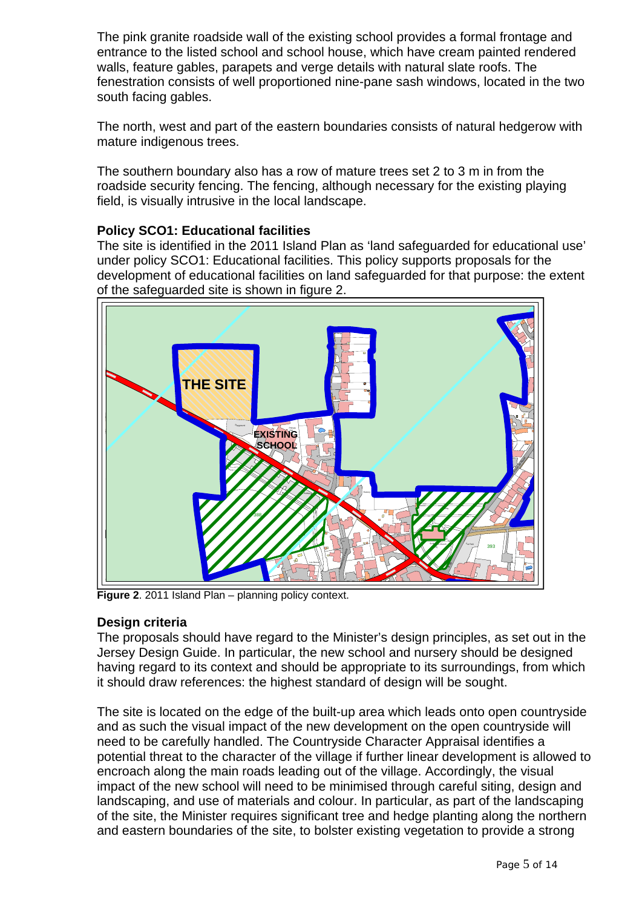The pink granite roadside wall of the existing school provides a formal frontage and entrance to the listed school and school house, which have cream painted rendered walls, feature gables, parapets and verge details with natural slate roofs. The fenestration consists of well proportioned nine-pane sash windows, located in the two south facing gables.

The north, west and part of the eastern boundaries consists of natural hedgerow with mature indigenous trees.

The southern boundary also has a row of mature trees set 2 to 3 m in from the roadside security fencing. The fencing, although necessary for the existing playing field, is visually intrusive in the local landscape.

### Policy SCO1: Educational facilities

The site is identified in the 2011 Island Plan as 'land safeguarded for educational use' under policy SCO1: Educational facilities. This policy supports proposals for the development of educational facilities on land safeguarded for that purpose: the extent of the safeguarded site is shown in figure 2.

**Figure 2**. 2011 Island Plan – planning policy context.

### Design criteria

The proposals should have regard to the Minister's design principles, as set out in the Jersey Design Guide. In particular, the new school and nursery should be designed having regard to its context and should be appropriate to its surroundings, from which it should draw references: the highest standard of design will be sought.

The site is located on the edge of the built-up area which leads onto open countryside and as such the visual impact of the new development on the open countryside will need to be carefully handled. The Countryside Character Appraisal identifies a potential threat to the character of the village if further linear development is allowed to encroach along the main roads leading out of the village. Accordingly, the visual impact of the new school will need to be minimised through careful siting, design and landscaping, and use of materials and colour. In particular, as part of the landscaping of the site, the Minister requires significant tree and hedge planting along the northern and eastern boundaries of the site, to bolster existing vegetation to provide a strong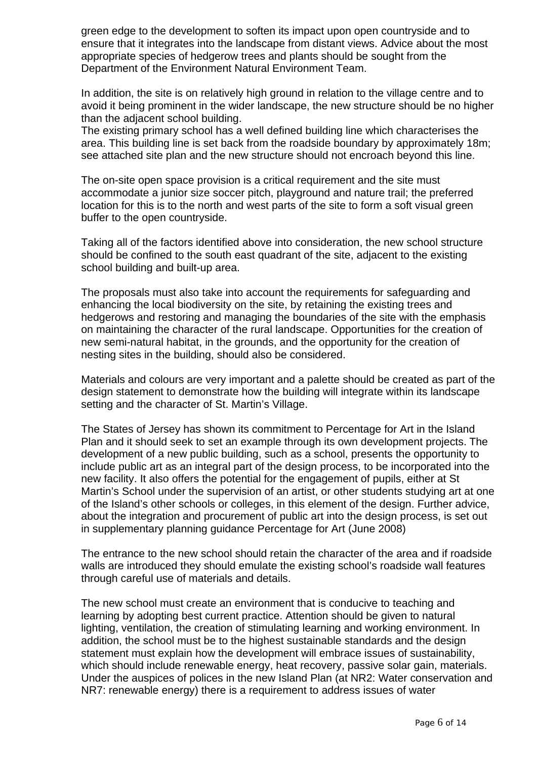green edge to the development to soften its impact upon open countryside and to ensure that it integrates into the landscape from distant views. Advice about the most appropriate species of hedgerow trees and plants should be sought from the Department of the Environment Natural Environment Team.

In addition, the site is on relatively high ground in relation to the village centre and to avoid it being prominent in the wider landscape, the new structure should be no higher than the adjacent school building.
The existing primary school has a well defined building line which characterises the area. This building line is set back from the roadside boundary by approximately 18m; see attached site plan and the new structure should not encroach beyond this line.

The on-site open space provision is a critical requirement and the site must accommodate a junior size soccer pitch, playground and nature trail; the preferred location for this is to the north and west parts of the site to form a soft visual green buffer to the open countryside.

Taking all of the factors identified above into consideration, the new school structure should be confined to the south east quadrant of the site, adjacent to the existing school building and built-up area.

The proposals must also take into account the requirements for safeguarding and enhancing the local biodiversity on the site, by retaining the existing trees and hedgerows and restoring and managing the boundaries of the site with the emphasis on maintaining the character of the rural landscape. Opportunities for the creation of new semi-natural habitat, in the grounds, and the opportunity for the creation of nesting sites in the building, should also be considered.

Materials and colours are very important and a palette should be created as part of the design statement to demonstrate how the building will integrate within its landscape setting and the character of St. Martin's Village.

The States of Jersey has shown its commitment to Percentage for Art in the Island Plan and it should seek to set an example through its own development projects. The development of a new public building, such as a school, presents the opportunity to include public art as an integral part of the design process, to be incorporated into the new facility. It also offers the potential for the engagement of pupils, either at St Martin's School under the supervision of an artist, or other students studying art at one of the Island's other schools or colleges, in this element of the design. Further advice, about the integration and procurement of public art into the design process, is set out in supplementary planning guidance Percentage for Art (June 2008)

The entrance to the new school should retain the character of the area and if roadside walls are introduced they should emulate the existing school's roadside wall features through careful use of materials and details.

The new school must create an environment that is conducive to teaching and learning by adopting best current practice. Attention should be given to natural lighting, ventilation, the creation of stimulating learning and working environment. In addition, the school must be to the highest sustainable standards and the design statement must explain how the development will embrace issues of sustainability, which should include renewable energy, heat recovery, passive solar gain, materials. Under the auspices of polices in the new Island Plan (at NR2: Water conservation and NR7: renewable energy) there is a requirement to address issues of water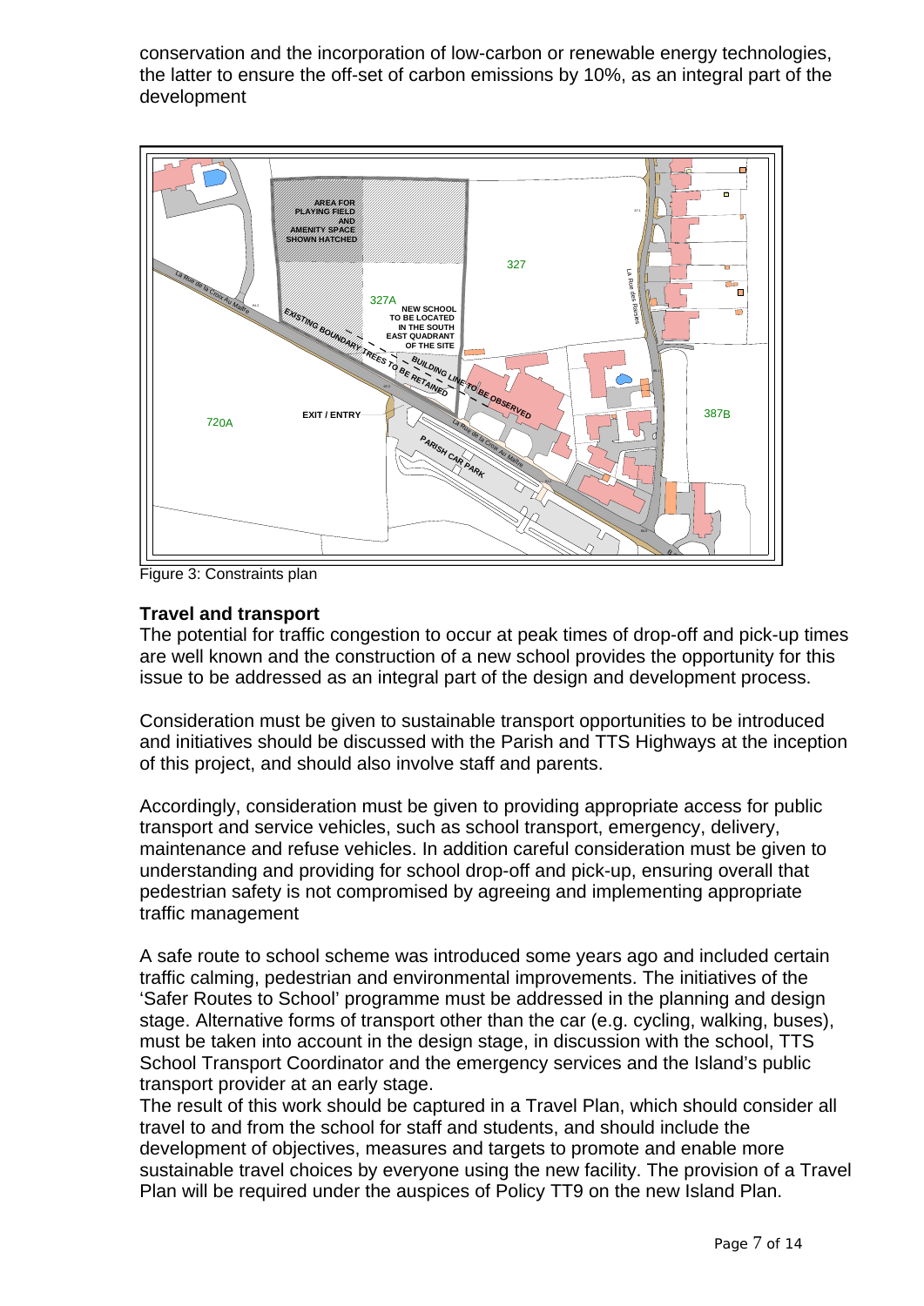conservation and the incorporation of low-carbon or renewable energy technologies, the latter to ensure the off-set of carbon emissions by 10%, as an integral part of the development

Figure 3: Constraints plan

### Travel and transport

The potential for traffic congestion to occur at peak times of drop-off and pick-up times are well known and the construction of a new school provides the opportunity for this issue to be addressed as an integral part of the design and development process.

Consideration must be given to sustainable transport opportunities to be introduced and initiatives should be discussed with the Parish and TTS Highways at the inception of this project, and should also involve staff and parents.

Accordingly, consideration must be given to providing appropriate access for public transport and service vehicles, such as school transport, emergency, delivery, maintenance and refuse vehicles. In addition careful consideration must be given to understanding and providing for school drop-off and pick-up, ensuring overall that pedestrian safety is not compromised by agreeing and implementing appropriate traffic management

A safe route to school scheme was introduced some years ago and included certain traffic calming, pedestrian and environmental improvements. The initiatives of the 'Safer Routes to School' programme must be addressed in the planning and design stage. Alternative forms of transport other than the car (e.g. cycling, walking, buses), must be taken into account in the design stage, in discussion with the school, TTS School Transport Coordinator and the emergency services and the Island's public transport provider at an early stage.
The result of this work should be captured in a Travel Plan, which should consider all travel to and from the school for staff and students, and should include the development of objectives, measures and targets to promote and enable more sustainable travel choices by everyone using the new facility. The provision of a Travel Plan will be required under the auspices of Policy TT9 on the new Island Plan.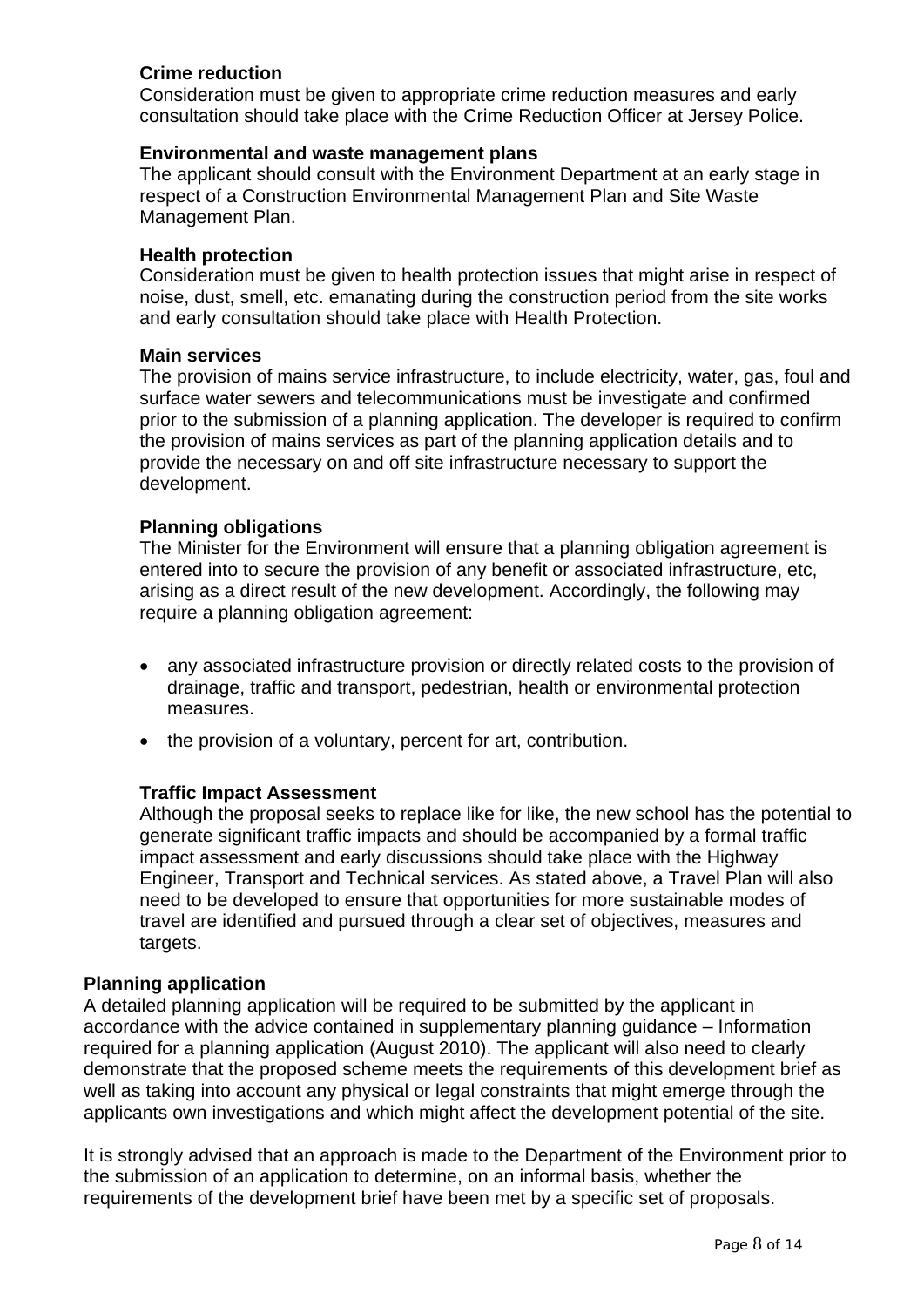**Crime reduction**

Consideration must be given to appropriate crime reduction measures and early consultation should take place with the Crime Reduction Officer at Jersey Police.

**Environmental and waste management plans**

The applicant should consult with the Environment Department at an early stage in respect of a Construction Environmental Management Plan and Site Waste Management Plan.

**Health protection**

Consideration must be given to health protection issues that might arise in respect of noise, dust, smell, etc. emanating during the construction period from the site works and early consultation should take place with Health Protection.

**Main services**

The provision of mains service infrastructure, to include electricity, water, gas, foul and surface water sewers and telecommunications must be investigate and confirmed prior to the submission of a planning application. The developer is required to confirm the provision of mains services as part of the planning application details and to provide the necessary on and off site infrastructure necessary to support the development.

**Planning obligations**

The Minister for the Environment will ensure that a planning obligation agreement is entered into to secure the provision of any benefit or associated infrastructure, etc, arising as a direct result of the new development. Accordingly, the following may require a planning obligation agreement:

- any associated infrastructure provision or directly related costs to the provision of drainage, traffic and transport, pedestrian, health or environmental protection measures.
- the provision of a voluntary, percent for art, contribution.

**Traffic Impact Assessment**

Although the proposal seeks to replace like for like, the new school has the potential to generate significant traffic impacts and should be accompanied by a formal traffic impact assessment and early discussions should take place with the Highway Engineer, Transport and Technical services. As stated above, a Travel Plan will also need to be developed to ensure that opportunities for more sustainable modes of travel are identified and pursued through a clear set of objectives, measures and targets.

**Planning application**

A detailed planning application will be required to be submitted by the applicant in accordance with the advice contained in supplementary planning guidance – Information required for a planning application (August 2010). The applicant will also need to clearly demonstrate that the proposed scheme meets the requirements of this development brief as well as taking into account any physical or legal constraints that might emerge through the applicants own investigations and which might affect the development potential of the site.

It is strongly advised that an approach is made to the Department of the Environment prior to the submission of an application to determine, on an informal basis, whether the requirements of the development brief have been met by a specific set of proposals.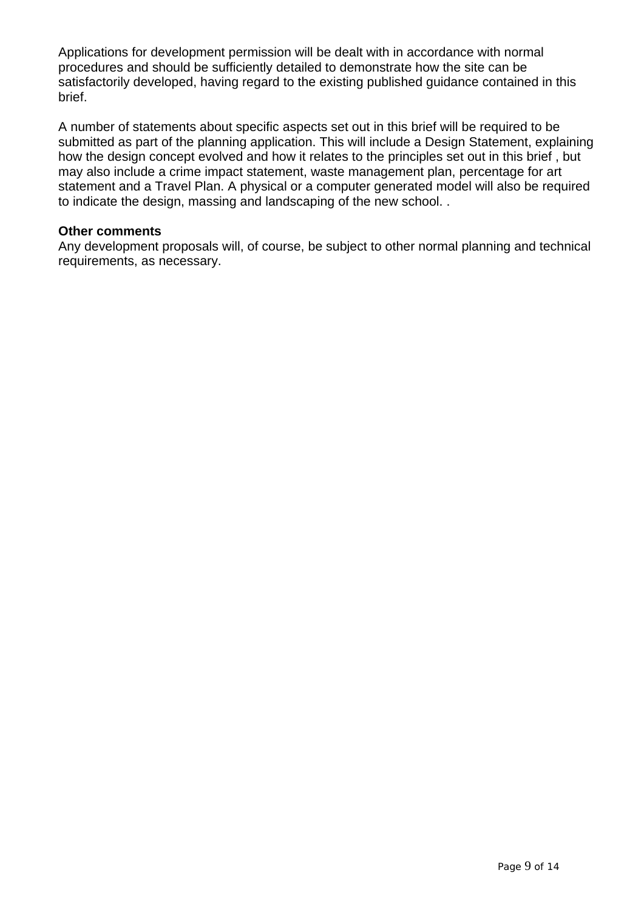Applications for development permission will be dealt with in accordance with normal procedures and should be sufficiently detailed to demonstrate how the site can be satisfactorily developed, having regard to the existing published guidance contained in this brief.

A number of statements about specific aspects set out in this brief will be required to be submitted as part of the planning application. This will include a Design Statement, explaining how the design concept evolved and how it relates to the principles set out in this brief , but may also include a crime impact statement, waste management plan, percentage for art statement and a Travel Plan. A physical or a computer generated model will also be required to indicate the design, massing and landscaping of the new school. .

**Other comments**

Any development proposals will, of course, be subject to other normal planning and technical requirements, as necessary.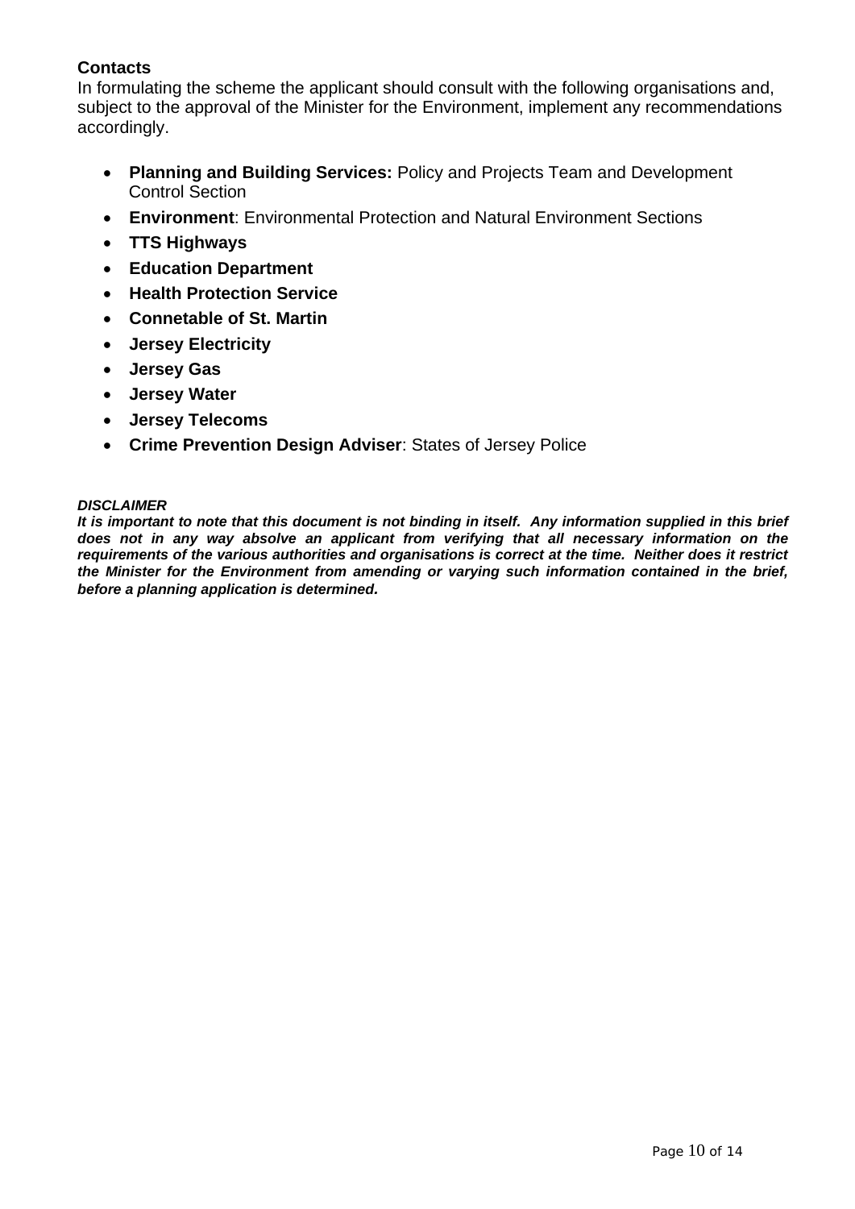**Contacts**

In formulating the scheme the applicant should consult with the following organisations and, subject to the approval of the Minister for the Environment, implement any recommendations accordingly.

- **Planning and Building Services:** Policy and Projects Team and Development Control Section
- **Environment**: Environmental Protection and Natural Environment Sections
- **TTS Highways**
- **Education Department**
- **Health Protection Service**
- **Connetable of St. Martin**
- **Jersey Electricity**
- **Jersey Gas**
- **Jersey Water**
- **Jersey Telecoms**
- **Crime Prevention Design Adviser**: States of Jersey Police

***DISCLAIMER***

***It is important to note that this document is not binding in itself. Any information supplied in this brief does not in any way absolve an applicant from verifying that all necessary information on the requirements of the various authorities and organisations is correct at the time. Neither does it restrict the Minister for the Environment from amending or varying such information contained in the brief, before a planning application is determined.***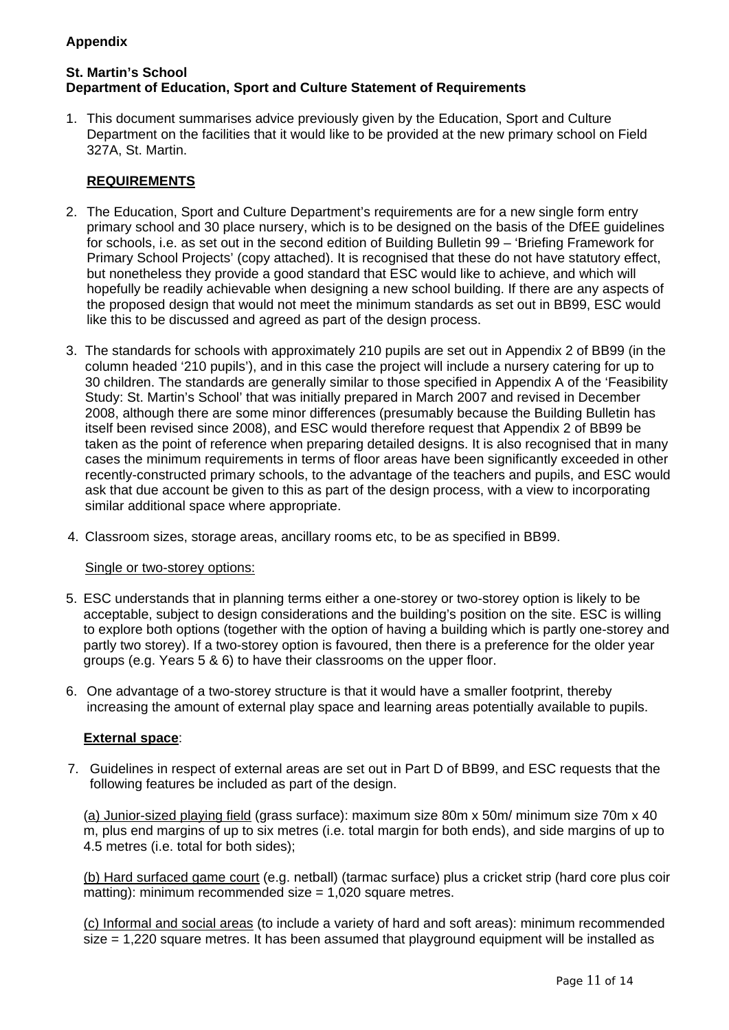**Appendix**

**St. Martin's School**
**Department of Education, Sport and Culture Statement of Requirements**

1. This document summarises advice previously given by the Education, Sport and Culture Department on the facilities that it would like to be provided at the new primary school on Field 327A, St. Martin.

**REQUIREMENTS**

2. The Education, Sport and Culture Department's requirements are for a new single form entry primary school and 30 place nursery, which is to be designed on the basis of the DfEE guidelines for schools, i.e. as set out in the second edition of Building Bulletin 99 – 'Briefing Framework for Primary School Projects' (copy attached). It is recognised that these do not have statutory effect, but nonetheless they provide a good standard that ESC would like to achieve, and which will hopefully be readily achievable when designing a new school building. If there are any aspects of the proposed design that would not meet the minimum standards as set out in BB99, ESC would like this to be discussed and agreed as part of the design process.

3. The standards for schools with approximately 210 pupils are set out in Appendix 2 of BB99 (in the column headed '210 pupils'), and in this case the project will include a nursery catering for up to 30 children. The standards are generally similar to those specified in Appendix A of the 'Feasibility Study: St. Martin's School' that was initially prepared in March 2007 and revised in December 2008, although there are some minor differences (presumably because the Building Bulletin has itself been revised since 2008), and ESC would therefore request that Appendix 2 of BB99 be taken as the point of reference when preparing detailed designs. It is also recognised that in many cases the minimum requirements in terms of floor areas have been significantly exceeded in other recently-constructed primary schools, to the advantage of the teachers and pupils, and ESC would ask that due account be given to this as part of the design process, with a view to incorporating similar additional space where appropriate.

4. Classroom sizes, storage areas, ancillary rooms etc, to be as specified in BB99.

Single or two-storey options:

5. ESC understands that in planning terms either a one-storey or two-storey option is likely to be acceptable, subject to design considerations and the building's position on the site. ESC is willing to explore both options (together with the option of having a building which is partly one-storey and partly two storey). If a two-storey option is favoured, then there is a preference for the older year groups (e.g. Years 5 & 6) to have their classrooms on the upper floor.

6. One advantage of a two-storey structure is that it would have a smaller footprint, thereby increasing the amount of external play space and learning areas potentially available to pupils.

**External space**:

7. Guidelines in respect of external areas are set out in Part D of BB99, and ESC requests that the following features be included as part of the design.

   (a) Junior-sized playing field (grass surface): maximum size 80m x 50m/ minimum size 70m x 40 m, plus end margins of up to six metres (i.e. total margin for both ends), and side margins of up to 4.5 metres (i.e. total for both sides);

   (b) Hard surfaced game court (e.g. netball) (tarmac surface) plus a cricket strip (hard core plus coir matting): minimum recommended size = 1,020 square metres.

   (c) Informal and social areas (to include a variety of hard and soft areas): minimum recommended size = 1,220 square metres. It has been assumed that playground equipment will be installed as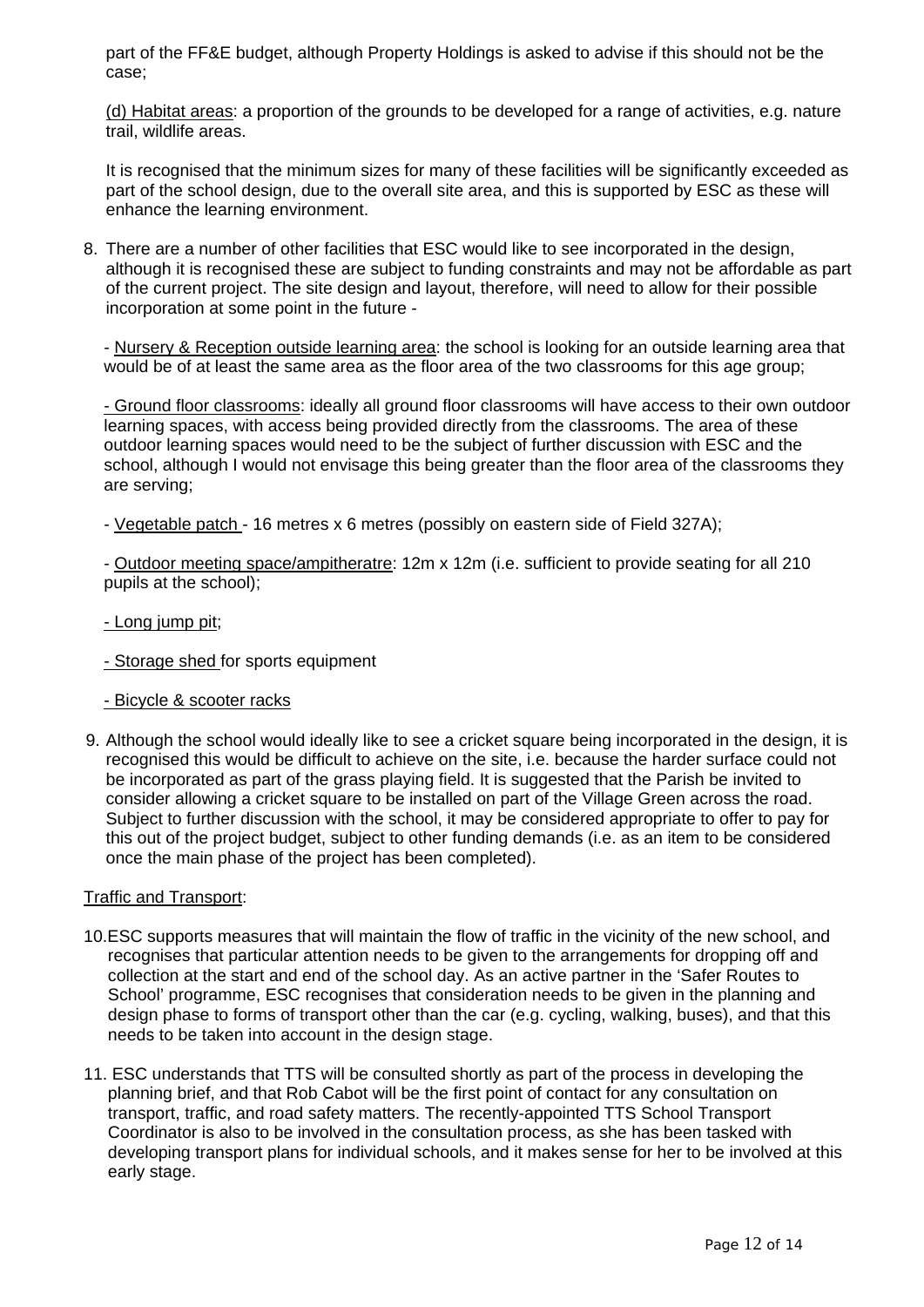part of the FF&E budget, although Property Holdings is asked to advise if this should not be the case;

<u>(d) Habitat areas</u>: a proportion of the grounds to be developed for a range of activities, e.g. nature trail, wildlife areas.

It is recognised that the minimum sizes for many of these facilities will be significantly exceeded as part of the school design, due to the overall site area, and this is supported by ESC as these will enhance the learning environment.

8. There are a number of other facilities that ESC would like to see incorporated in the design, although it is recognised these are subject to funding constraints and may not be affordable as part of the current project. The site design and layout, therefore, will need to allow for their possible incorporation at some point in the future -

   - <u>Nursery & Reception outside learning area</u>: the school is looking for an outside learning area that would be of at least the same area as the floor area of the two classrooms for this age group;

   - <u>Ground floor classrooms</u>: ideally all ground floor classrooms will have access to their own outdoor learning spaces, with access being provided directly from the classrooms. The area of these outdoor learning spaces would need to be the subject of further discussion with ESC and the school, although I would not envisage this being greater than the floor area of the classrooms they are serving;

   - <u>Vegetable patch</u> - 16 metres x 6 metres (possibly on eastern side of Field 327A);

   - <u>Outdoor meeting space/ampitheratre</u>: 12m x 12m (i.e. sufficient to provide seating for all 210 pupils at the school);

   - <u>Long jump pit</u>;

   - <u>Storage shed</u> for sports equipment

   - <u>Bicycle & scooter racks</u>

9. Although the school would ideally like to see a cricket square being incorporated in the design, it is recognised this would be difficult to achieve on the site, i.e. because the harder surface could not be incorporated as part of the grass playing field. It is suggested that the Parish be invited to consider allowing a cricket square to be installed on part of the Village Green across the road. Subject to further discussion with the school, it may be considered appropriate to offer to pay for this out of the project budget, subject to other funding demands (i.e. as an item to be considered once the main phase of the project has been completed).

<u>Traffic and Transport</u>:

10. ESC supports measures that will maintain the flow of traffic in the vicinity of the new school, and recognises that particular attention needs to be given to the arrangements for dropping off and collection at the start and end of the school day. As an active partner in the 'Safer Routes to School' programme, ESC recognises that consideration needs to be given in the planning and design phase to forms of transport other than the car (e.g. cycling, walking, buses), and that this needs to be taken into account in the design stage.

11. ESC understands that TTS will be consulted shortly as part of the process in developing the planning brief, and that Rob Cabot will be the first point of contact for any consultation on transport, traffic, and road safety matters. The recently-appointed TTS School Transport Coordinator is also to be involved in the consultation process, as she has been tasked with developing transport plans for individual schools, and it makes sense for her to be involved at this early stage.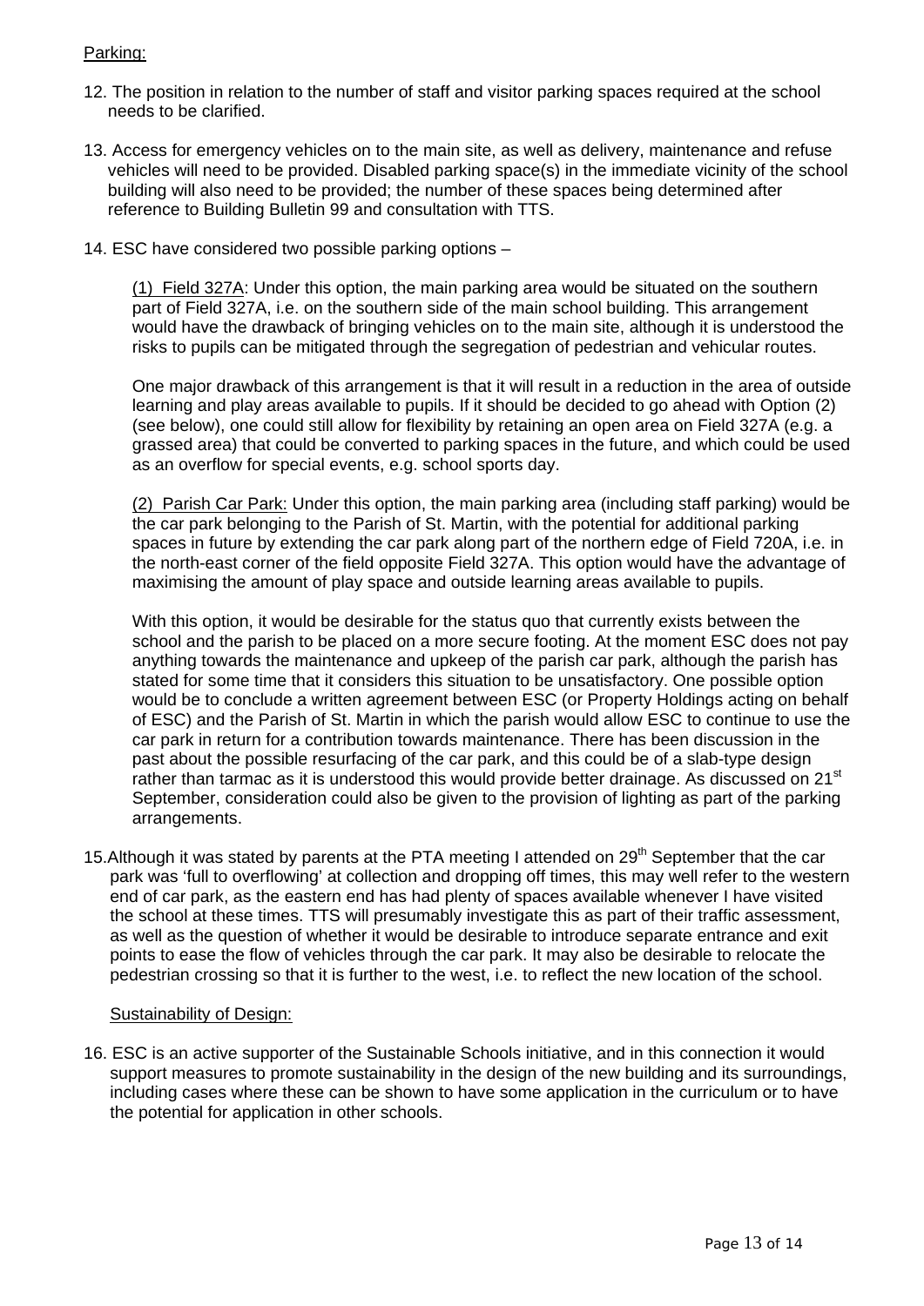Parking:

12. The position in relation to the number of staff and visitor parking spaces required at the school needs to be clarified.

13. Access for emergency vehicles on to the main site, as well as delivery, maintenance and refuse vehicles will need to be provided. Disabled parking space(s) in the immediate vicinity of the school building will also need to be provided; the number of these spaces being determined after reference to Building Bulletin 99 and consultation with TTS.

14. ESC have considered two possible parking options –

    (1) Field 327A: Under this option, the main parking area would be situated on the southern part of Field 327A, i.e. on the southern side of the main school building. This arrangement would have the drawback of bringing vehicles on to the main site, although it is understood the risks to pupils can be mitigated through the segregation of pedestrian and vehicular routes.

    One major drawback of this arrangement is that it will result in a reduction in the area of outside learning and play areas available to pupils. If it should be decided to go ahead with Option (2) (see below), one could still allow for flexibility by retaining an open area on Field 327A (e.g. a grassed area) that could be converted to parking spaces in the future, and which could be used as an overflow for special events, e.g. school sports day.

    (2) Parish Car Park: Under this option, the main parking area (including staff parking) would be the car park belonging to the Parish of St. Martin, with the potential for additional parking spaces in future by extending the car park along part of the northern edge of Field 720A, i.e. in the north-east corner of the field opposite Field 327A. This option would have the advantage of maximising the amount of play space and outside learning areas available to pupils.

    With this option, it would be desirable for the status quo that currently exists between the school and the parish to be placed on a more secure footing. At the moment ESC does not pay anything towards the maintenance and upkeep of the parish car park, although the parish has stated for some time that it considers this situation to be unsatisfactory. One possible option would be to conclude a written agreement between ESC (or Property Holdings acting on behalf of ESC) and the Parish of St. Martin in which the parish would allow ESC to continue to use the car park in return for a contribution towards maintenance. There has been discussion in the past about the possible resurfacing of the car park, and this could be of a slab-type design rather than tarmac as it is understood this would provide better drainage. As discussed on 21st September, consideration could also be given to the provision of lighting as part of the parking arrangements.

15. Although it was stated by parents at the PTA meeting I attended on 29th September that the car park was 'full to overflowing' at collection and dropping off times, this may well refer to the western end of car park, as the eastern end has had plenty of spaces available whenever I have visited the school at these times. TTS will presumably investigate this as part of their traffic assessment, as well as the question of whether it would be desirable to introduce separate entrance and exit points to ease the flow of vehicles through the car park. It may also be desirable to relocate the pedestrian crossing so that it is further to the west, i.e. to reflect the new location of the school.

Sustainability of Design:

16. ESC is an active supporter of the Sustainable Schools initiative, and in this connection it would support measures to promote sustainability in the design of the new building and its surroundings, including cases where these can be shown to have some application in the curriculum or to have the potential for application in other schools.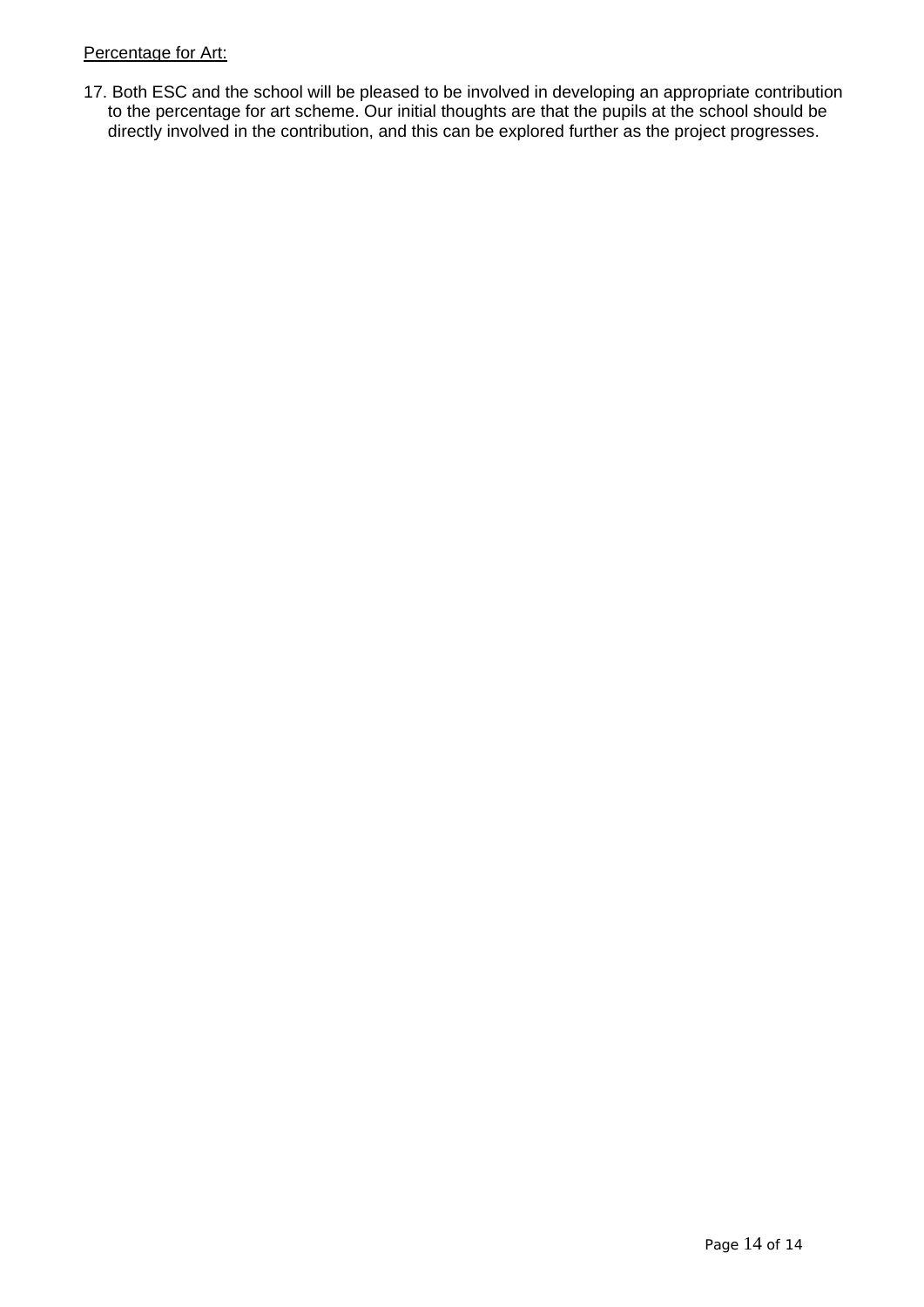<u>Percentage for Art:</u>

17. Both ESC and the school will be pleased to be involved in developing an appropriate contribution to the percentage for art scheme. Our initial thoughts are that the pupils at the school should be directly involved in the contribution, and this can be explored further as the project progresses.